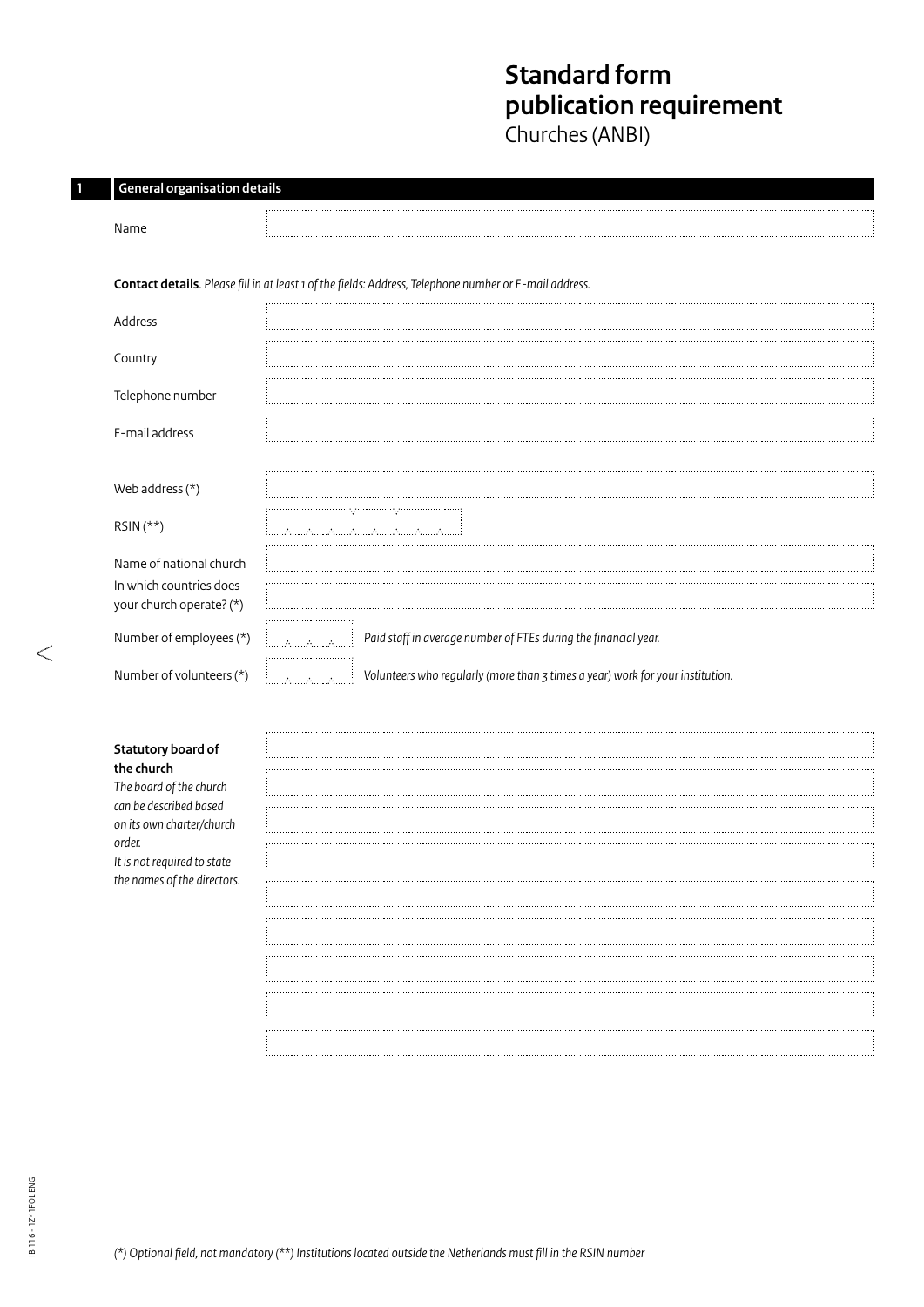# Standard form publication requirement

Churches (ANBI)

## 1 General organisation details

Name

**Contact details**. *Please fill in at least 1 of the fields: Address, Telephone number or E-mail address.*

Address

Country

Telephone number

E-mail address

Web address (*)

RSIN (**)

Name of national church

In which countries does your church operate? (*)

Number of employees (*) *Paid staff in average number of FTEs during the financial year.*

Number of volunteers (*) *Volunteers who regularly (more than 3 times a year) work for your institution.*

**Statutory board of the church**
*The board of the church can be described based on its own charter/church order.*
*It is not required to state the names of the directors.*

*(*) Optional field, not mandatory (**) Institutions located outside the Netherlands must fill in the RSIN number*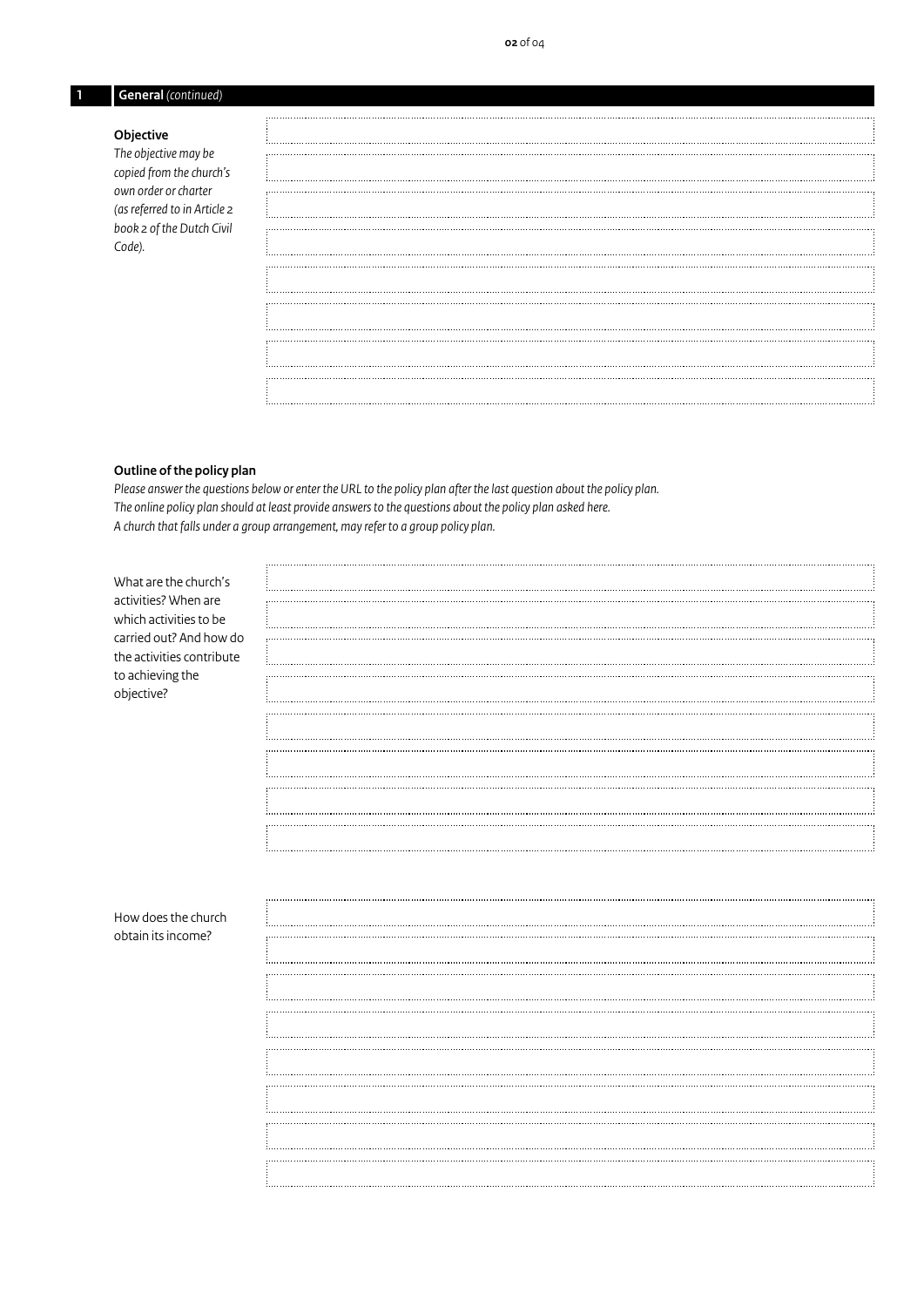## 1 General *(continued)*

**Objective**

*The objective may be copied from the church's own order or charter (as referred to in Article 2 book 2 of the Dutch Civil Code).*

**Outline of the policy plan**

*Please answer the questions below or enter the URL to the policy plan after the last question about the policy plan.*
*The online policy plan should at least provide answers to the questions about the policy plan asked here.*
*A church that falls under a group arrangement, may refer to a group policy plan.*

What are the church's activities? When are which activities to be carried out? And how do the activities contribute to achieving the objective?

How does the church obtain its income?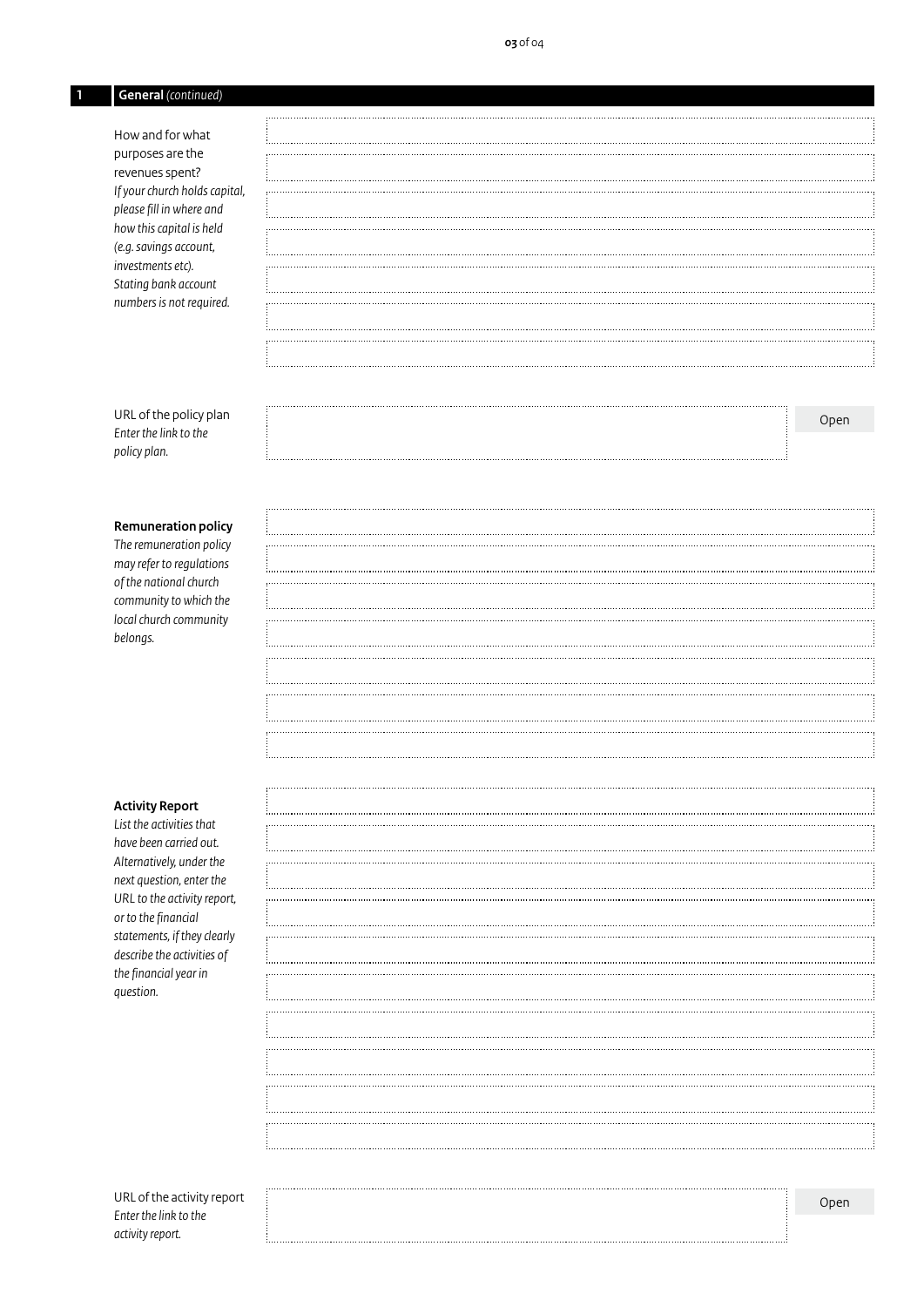## 1 General *(continued)*

How and for what purposes are the revenues spent?
*If your church holds capital, please fill in where and how this capital is held (e.g. savings account, investments etc). Stating bank account numbers is not required.*

URL of the policy plan
*Enter the link to the policy plan.*

Open

**Remuneration policy**
*The remuneration policy may refer to regulations of the national church community to which the local church community belongs.*

**Activity Report**
*List the activities that have been carried out. Alternatively, under the next question, enter the URL to the activity report, or to the financial statements, if they clearly describe the activities of the financial year in question.*

URL of the activity report
*Enter the link to the activity report.*

Open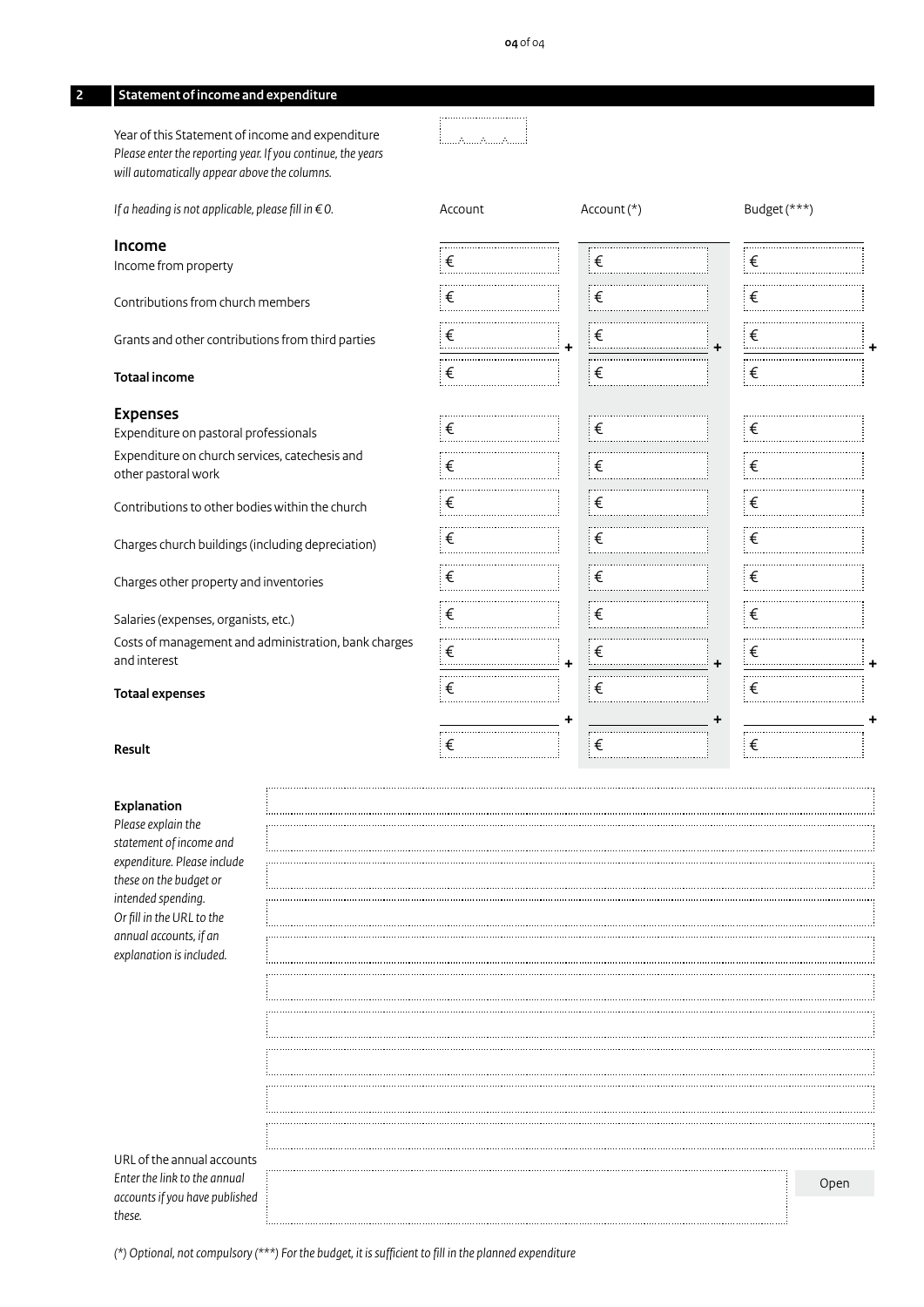## 2 Statement of income and expenditure

Year of this Statement of income and expenditure
*Please enter the reporting year. If you continue, the years will automatically appear above the columns.*

*If a heading is not applicable, please fill in € 0.*

| | Account | Account (*) | Budget (***) |
| --- | --- | --- | --- |
| **Income** | | | |
| Income from property | € | € | € |
| Contributions from church members | € | € | € |
| Grants and other contributions from third parties | € + | € + | € + |
| **Totaal income** | € | € | € |
| **Expenses** | | | |
| Expenditure on pastoral professionals | € | € | € |
| Expenditure on church services, catechesis and other pastoral work | € | € | € |
| Contributions to other bodies within the church | € | € | € |
| Charges church buildings (including depreciation) | € | € | € |
| Charges other property and inventories | € | € | € |
| Salaries (expenses, organists, etc.) | € | € | € |
| Costs of management and administration, bank charges and interest | € + | € + | € + |
| **Totaal expenses** | € | € | € |
| | + | + | + |
| **Result** | € | € | € |

**Explanation**
*Please explain the statement of income and expenditure. Please include these on the budget or intended spending. Or fill in the URL to the annual accounts, if an explanation is included.*

URL of the annual accounts
*Enter the link to the annual accounts if you have published these.*

Open

*(*) Optional, not compulsory (***) For the budget, it is sufficient to fill in the planned expenditure*